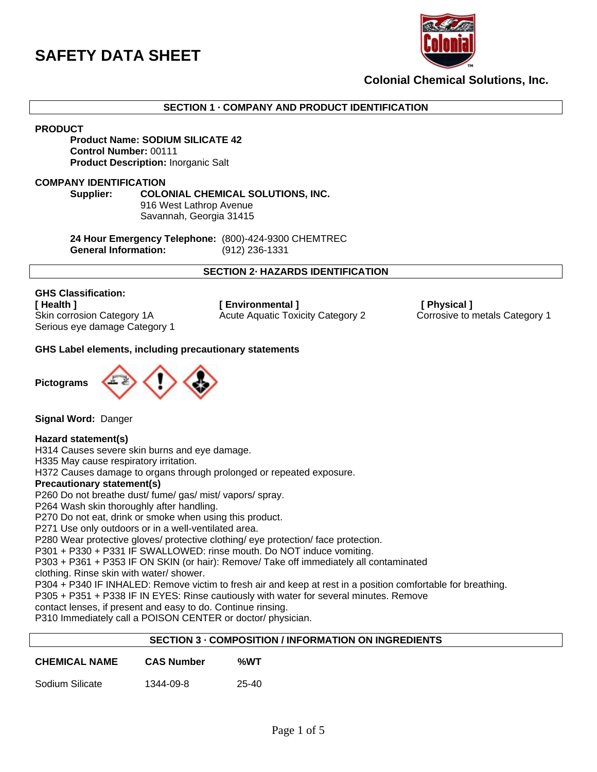# SAFETY DATA SHEET

**Colonial Chemical Solutions, Inc.**

## SECTION 1 · COMPANY AND PRODUCT IDENTIFICATION

**PRODUCT**

**Product Name: SODIUM SILICATE 42**
**Control Number:** 00111
**Product Description:** Inorganic Salt

**COMPANY IDENTIFICATION**

**Supplier:** **COLONIAL CHEMICAL SOLUTIONS, INC.**
916 West Lathrop Avenue
Savannah, Georgia 31415

**24 Hour Emergency Telephone:** (800)-424-9300 CHEMTREC
**General Information:** (912) 236-1331

## SECTION 2· HAZARDS IDENTIFICATION

**GHS Classification:**

**[ Health ]**
Skin corrosion Category 1A
Serious eye damage Category 1

**[ Environmental ]**
Acute Aquatic Toxicity Category 2

**[ Physical ]**
Corrosive to metals Category 1

**GHS Label elements, including precautionary statements**

**Pictograms**

**Signal Word:** Danger

**Hazard statement(s)**
H314 Causes severe skin burns and eye damage.
H335 May cause respiratory irritation.
H372 Causes damage to organs through prolonged or repeated exposure.

**Precautionary statement(s)**
P260 Do not breathe dust/ fume/ gas/ mist/ vapors/ spray.
P264 Wash skin thoroughly after handling.
P270 Do not eat, drink or smoke when using this product.
P271 Use only outdoors or in a well-ventilated area.
P280 Wear protective gloves/ protective clothing/ eye protection/ face protection.
P301 + P330 + P331 IF SWALLOWED: rinse mouth. Do NOT induce vomiting.
P303 + P361 + P353 IF ON SKIN (or hair): Remove/ Take off immediately all contaminated clothing. Rinse skin with water/ shower.
P304 + P340 IF INHALED: Remove victim to fresh air and keep at rest in a position comfortable for breathing.
P305 + P351 + P338 IF IN EYES: Rinse cautiously with water for several minutes. Remove contact lenses, if present and easy to do. Continue rinsing.
P310 Immediately call a POISON CENTER or doctor/ physician.

## SECTION 3 · COMPOSITION / INFORMATION ON INGREDIENTS

| CHEMICAL NAME | CAS Number | %WT |
|---|---|---|
| Sodium Silicate | 1344-09-8 | 25-40 |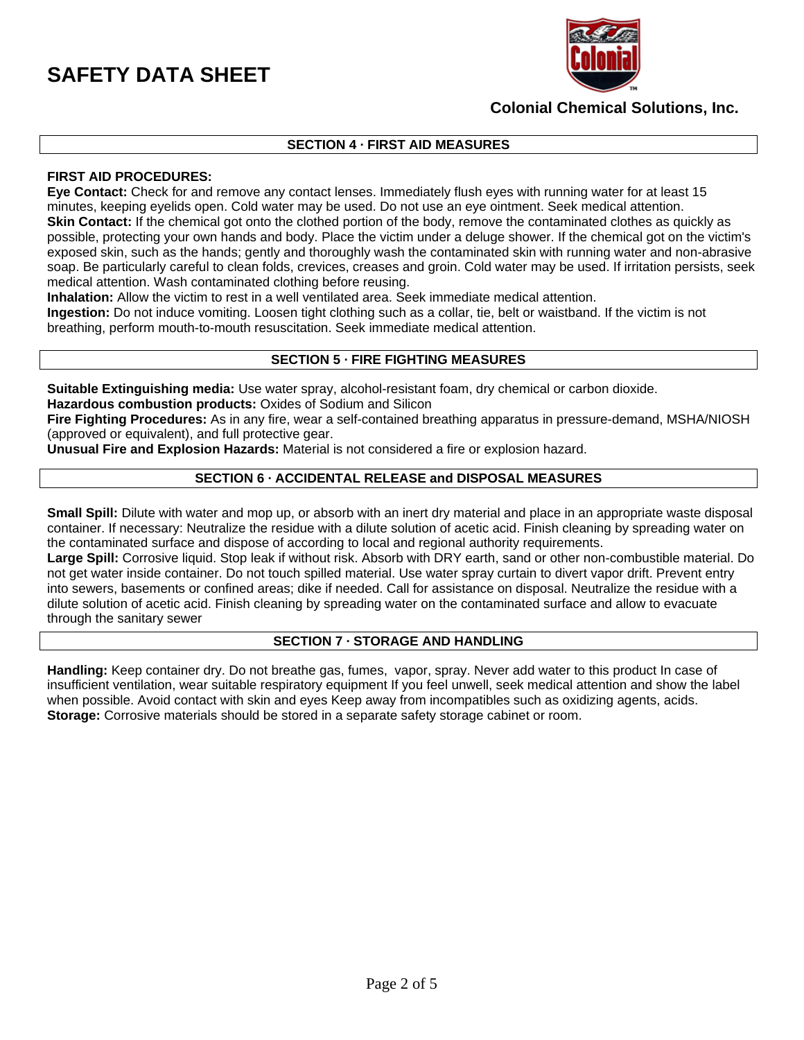# SAFETY DATA SHEET

**Colonial Chemical Solutions, Inc.**

## SECTION 4 · FIRST AID MEASURES

**FIRST AID PROCEDURES:**

**Eye Contact:** Check for and remove any contact lenses. Immediately flush eyes with running water for at least 15 minutes, keeping eyelids open. Cold water may be used. Do not use an eye ointment. Seek medical attention.

**Skin Contact:** If the chemical got onto the clothed portion of the body, remove the contaminated clothes as quickly as possible, protecting your own hands and body. Place the victim under a deluge shower. If the chemical got on the victim's exposed skin, such as the hands; gently and thoroughly wash the contaminated skin with running water and non-abrasive soap. Be particularly careful to clean folds, crevices, creases and groin. Cold water may be used. If irritation persists, seek medical attention. Wash contaminated clothing before reusing.

**Inhalation:** Allow the victim to rest in a well ventilated area. Seek immediate medical attention.

**Ingestion:** Do not induce vomiting. Loosen tight clothing such as a collar, tie, belt or waistband. If the victim is not breathing, perform mouth-to-mouth resuscitation. Seek immediate medical attention.

## SECTION 5 · FIRE FIGHTING MEASURES

**Suitable Extinguishing media:** Use water spray, alcohol-resistant foam, dry chemical or carbon dioxide.

**Hazardous combustion products:** Oxides of Sodium and Silicon

**Fire Fighting Procedures:** As in any fire, wear a self-contained breathing apparatus in pressure-demand, MSHA/NIOSH (approved or equivalent), and full protective gear.

**Unusual Fire and Explosion Hazards:** Material is not considered a fire or explosion hazard.

## SECTION 6 · ACCIDENTAL RELEASE and DISPOSAL MEASURES

**Small Spill:** Dilute with water and mop up, or absorb with an inert dry material and place in an appropriate waste disposal container. If necessary: Neutralize the residue with a dilute solution of acetic acid. Finish cleaning by spreading water on the contaminated surface and dispose of according to local and regional authority requirements.

**Large Spill:** Corrosive liquid. Stop leak if without risk. Absorb with DRY earth, sand or other non-combustible material. Do not get water inside container. Do not touch spilled material. Use water spray curtain to divert vapor drift. Prevent entry into sewers, basements or confined areas; dike if needed. Call for assistance on disposal. Neutralize the residue with a dilute solution of acetic acid. Finish cleaning by spreading water on the contaminated surface and allow to evacuate through the sanitary sewer

## SECTION 7 · STORAGE AND HANDLING

**Handling:** Keep container dry. Do not breathe gas, fumes, vapor, spray. Never add water to this product In case of insufficient ventilation, wear suitable respiratory equipment If you feel unwell, seek medical attention and show the label when possible. Avoid contact with skin and eyes Keep away from incompatibles such as oxidizing agents, acids.

**Storage:** Corrosive materials should be stored in a separate safety storage cabinet or room.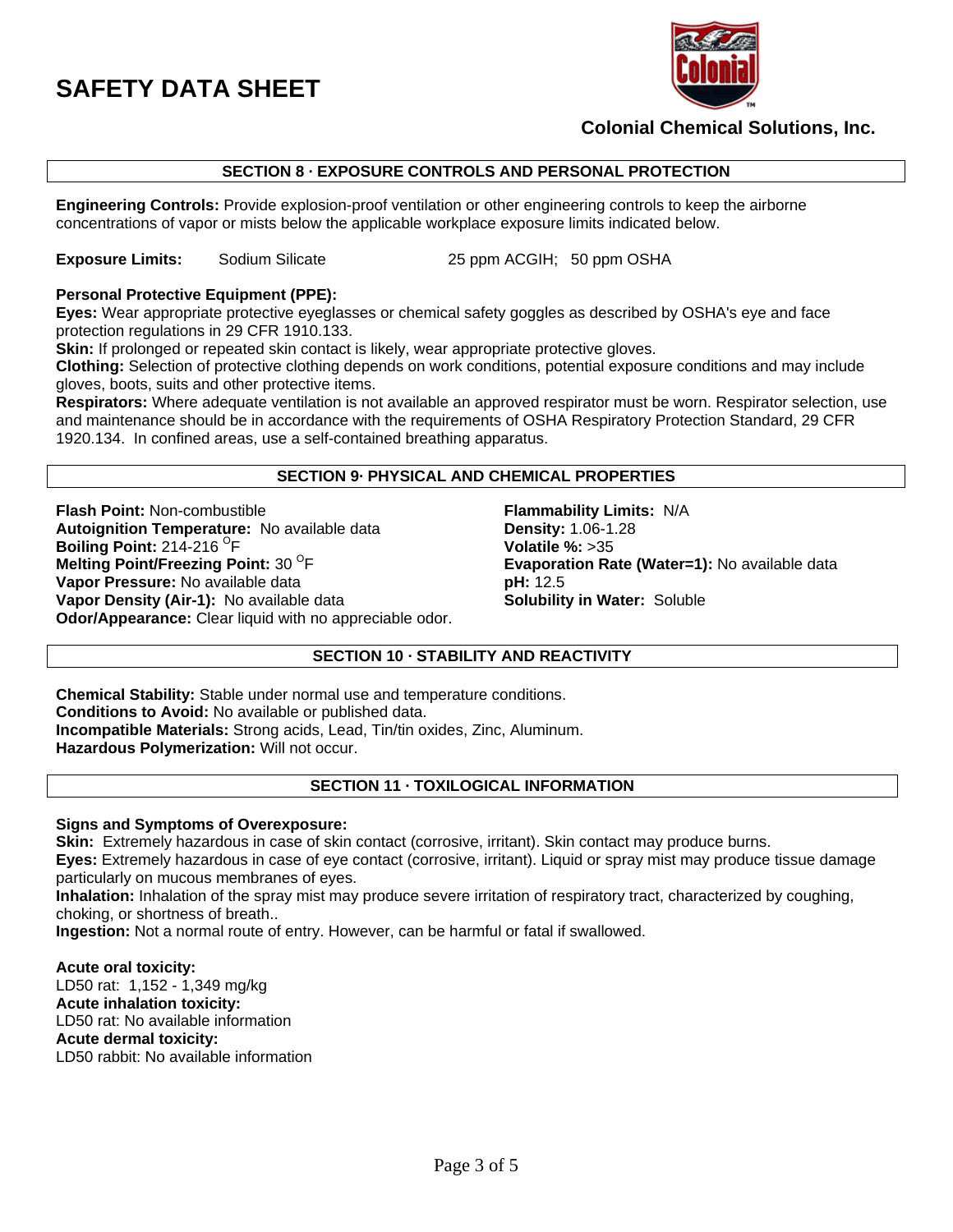# SAFETY DATA SHEET

**Colonial Chemical Solutions, Inc.**

## SECTION 8 · EXPOSURE CONTROLS AND PERSONAL PROTECTION

**Engineering Controls:** Provide explosion-proof ventilation or other engineering controls to keep the airborne concentrations of vapor or mists below the applicable workplace exposure limits indicated below.

**Exposure Limits:** Sodium Silicate 25 ppm ACGIH; 50 ppm OSHA

**Personal Protective Equipment (PPE):**

**Eyes:** Wear appropriate protective eyeglasses or chemical safety goggles as described by OSHA's eye and face protection regulations in 29 CFR 1910.133.

**Skin:** If prolonged or repeated skin contact is likely, wear appropriate protective gloves.

**Clothing:** Selection of protective clothing depends on work conditions, potential exposure conditions and may include gloves, boots, suits and other protective items.

**Respirators:** Where adequate ventilation is not available an approved respirator must be worn. Respirator selection, use and maintenance should be in accordance with the requirements of OSHA Respiratory Protection Standard, 29 CFR 1920.134. In confined areas, use a self-contained breathing apparatus.

## SECTION 9· PHYSICAL AND CHEMICAL PROPERTIES

**Flash Point:** Non-combustible
**Autoignition Temperature:** No available data
**Boiling Point:** 214-216 $^{O}$F
**Melting Point/Freezing Point:** 30 $^{O}$F
**Vapor Pressure:** No available data
**Vapor Density (Air-1):** No available data
**Odor/Appearance:** Clear liquid with no appreciable odor.

**Flammability Limits:** N/A
**Density:** 1.06-1.28
**Volatile %:** >35
**Evaporation Rate (Water=1):** No available data
**pH:** 12.5
**Solubility in Water:** Soluble

## SECTION 10 · STABILITY AND REACTIVITY

**Chemical Stability:** Stable under normal use and temperature conditions.
**Conditions to Avoid:** No available or published data.
**Incompatible Materials:** Strong acids, Lead, Tin/tin oxides, Zinc, Aluminum.
**Hazardous Polymerization:** Will not occur.

## SECTION 11 · TOXILOGICAL INFORMATION

**Signs and Symptoms of Overexposure:**

**Skin:** Extremely hazardous in case of skin contact (corrosive, irritant). Skin contact may produce burns.

**Eyes:** Extremely hazardous in case of eye contact (corrosive, irritant). Liquid or spray mist may produce tissue damage particularly on mucous membranes of eyes.

**Inhalation:** Inhalation of the spray mist may produce severe irritation of respiratory tract, characterized by coughing, choking, or shortness of breath..

**Ingestion:** Not a normal route of entry. However, can be harmful or fatal if swallowed.

**Acute oral toxicity:**
LD50 rat: 1,152 - 1,349 mg/kg
**Acute inhalation toxicity:**
LD50 rat: No available information
**Acute dermal toxicity:**
LD50 rabbit: No available information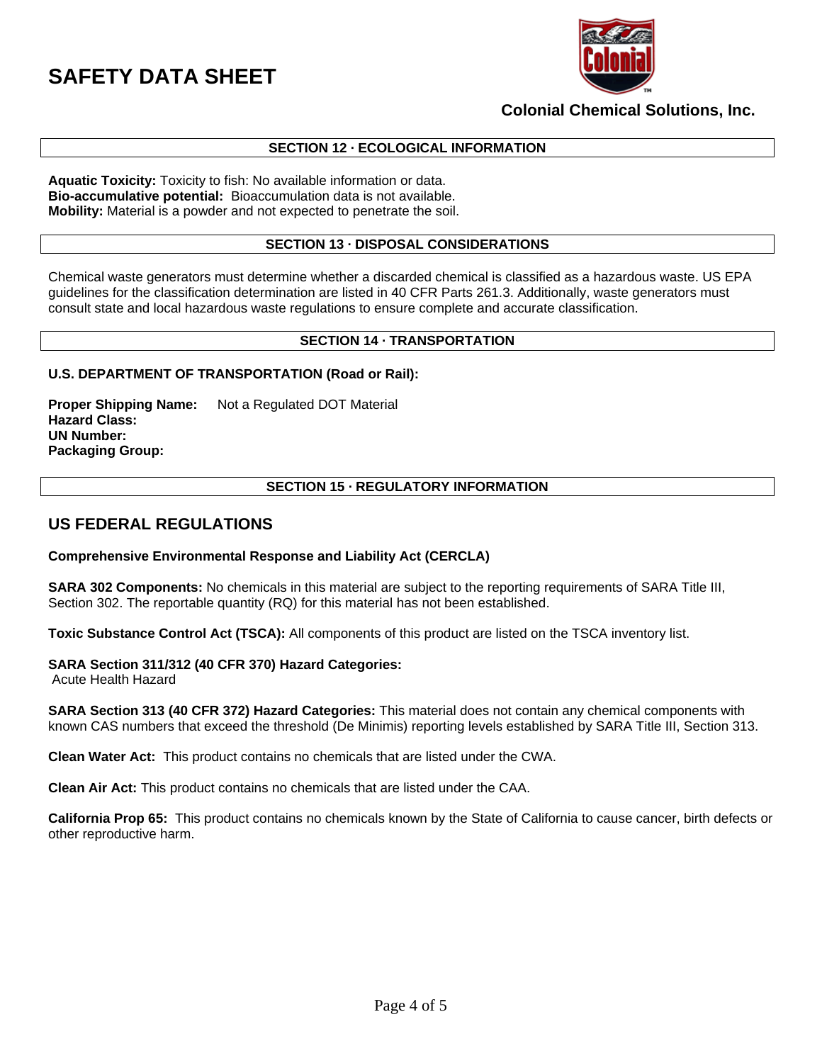# SAFETY DATA SHEET

**Colonial Chemical Solutions, Inc.**

## SECTION 12 · ECOLOGICAL INFORMATION

**Aquatic Toxicity:** Toxicity to fish: No available information or data.
**Bio-accumulative potential:** Bioaccumulation data is not available.
**Mobility:** Material is a powder and not expected to penetrate the soil.

## SECTION 13 · DISPOSAL CONSIDERATIONS

Chemical waste generators must determine whether a discarded chemical is classified as a hazardous waste. US EPA guidelines for the classification determination are listed in 40 CFR Parts 261.3. Additionally, waste generators must consult state and local hazardous waste regulations to ensure complete and accurate classification.

## SECTION 14 · TRANSPORTATION

**U.S. DEPARTMENT OF TRANSPORTATION (Road or Rail):**

**Proper Shipping Name:** Not a Regulated DOT Material
**Hazard Class:**
**UN Number:**
**Packaging Group:**

## SECTION 15 · REGULATORY INFORMATION

## US FEDERAL REGULATIONS

**Comprehensive Environmental Response and Liability Act (CERCLA)**

**SARA 302 Components:** No chemicals in this material are subject to the reporting requirements of SARA Title III, Section 302. The reportable quantity (RQ) for this material has not been established.

**Toxic Substance Control Act (TSCA):** All components of this product are listed on the TSCA inventory list.

**SARA Section 311/312 (40 CFR 370) Hazard Categories:**
Acute Health Hazard

**SARA Section 313 (40 CFR 372) Hazard Categories:** This material does not contain any chemical components with known CAS numbers that exceed the threshold (De Minimis) reporting levels established by SARA Title III, Section 313.

**Clean Water Act:** This product contains no chemicals that are listed under the CWA.

**Clean Air Act:** This product contains no chemicals that are listed under the CAA.

**California Prop 65:** This product contains no chemicals known by the State of California to cause cancer, birth defects or other reproductive harm.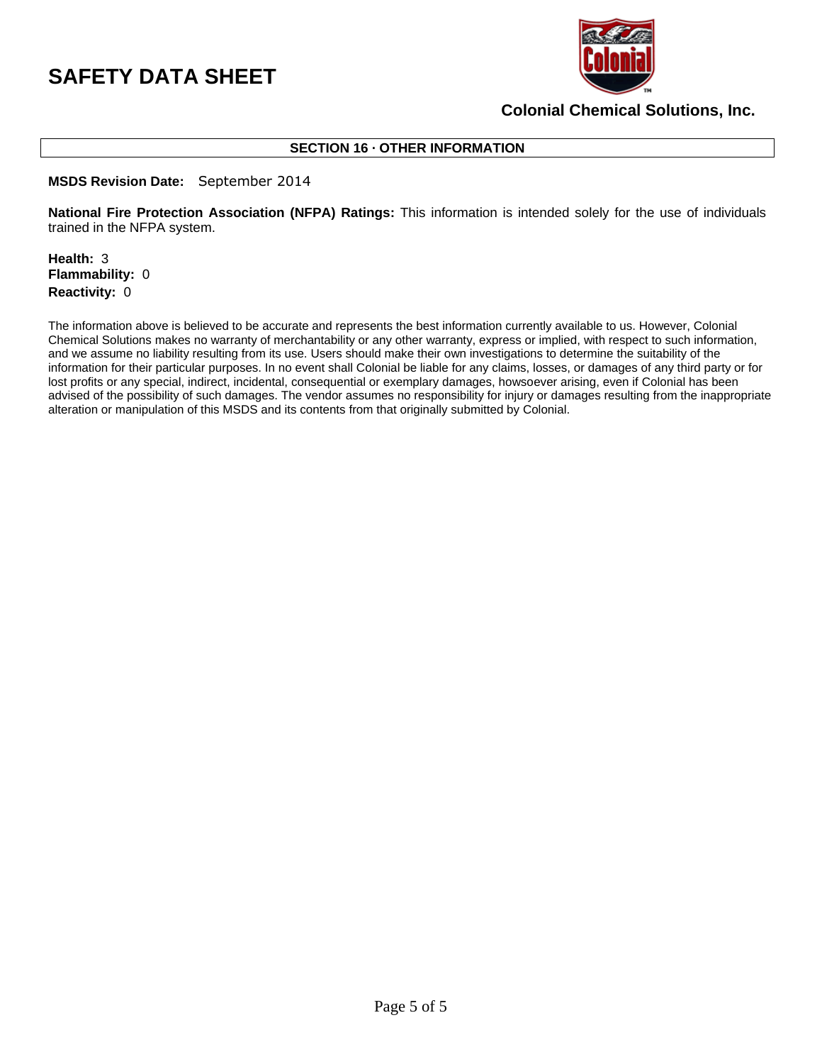# SAFETY DATA SHEET

**Colonial Chemical Solutions, Inc.**

## SECTION 16 · OTHER INFORMATION

**MSDS Revision Date:** September 2014

**National Fire Protection Association (NFPA) Ratings:** This information is intended solely for the use of individuals trained in the NFPA system.

**Health:** 3
**Flammability:** 0
**Reactivity:** 0

The information above is believed to be accurate and represents the best information currently available to us. However, Colonial Chemical Solutions makes no warranty of merchantability or any other warranty, express or implied, with respect to such information, and we assume no liability resulting from its use. Users should make their own investigations to determine the suitability of the information for their particular purposes. In no event shall Colonial be liable for any claims, losses, or damages of any third party or for lost profits or any special, indirect, incidental, consequential or exemplary damages, howsoever arising, even if Colonial has been advised of the possibility of such damages. The vendor assumes no responsibility for injury or damages resulting from the inappropriate alteration or manipulation of this MSDS and its contents from that originally submitted by Colonial.